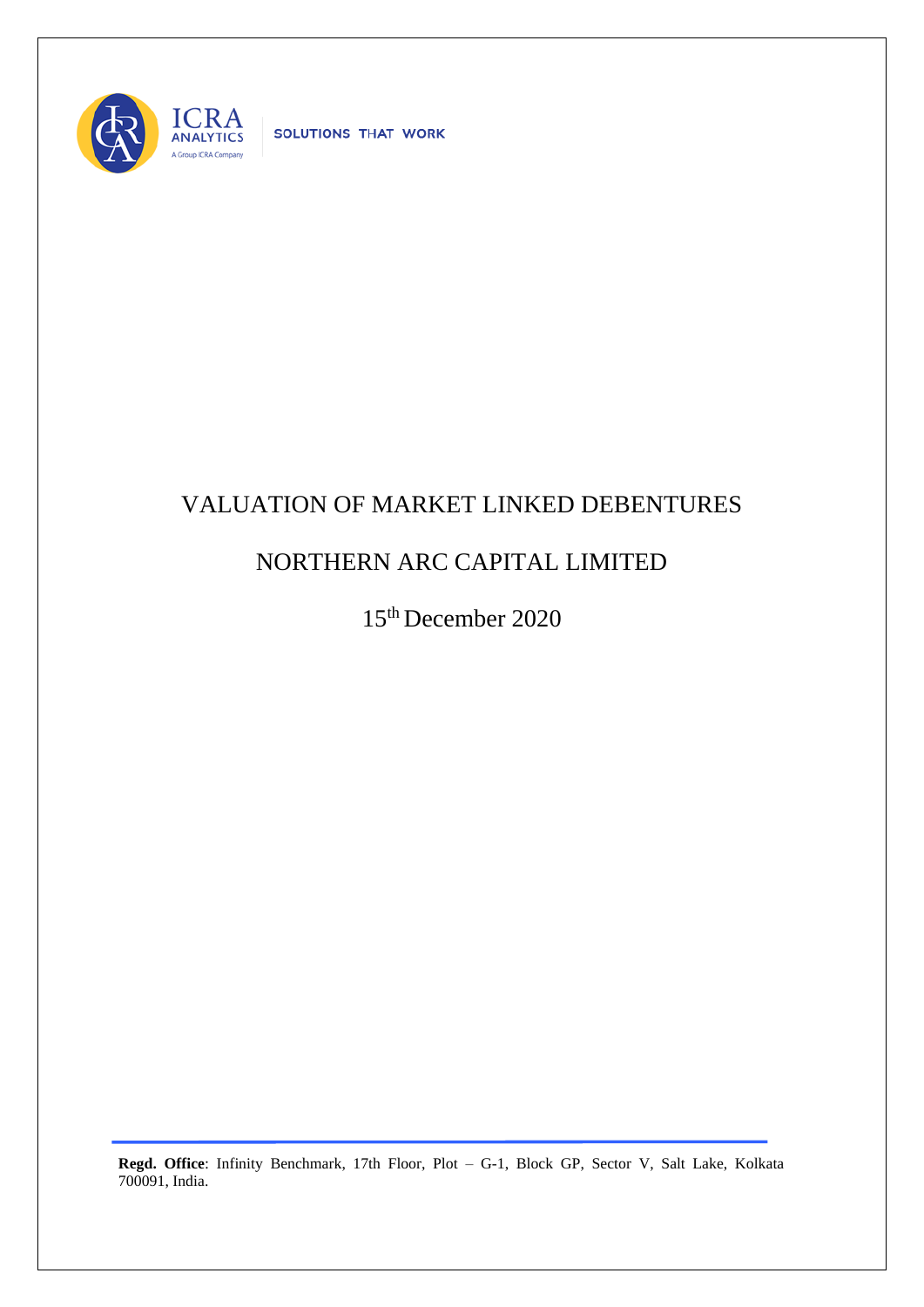ICRA ANALYTICS

A Group ICRA Company

SOLUTIONS THAT WORK

# VALUATION OF MARKET LINKED DEBENTURES

## NORTHERN ARC CAPITAL LIMITED

15th December 2020

**Regd. Office**: Infinity Benchmark, 17th Floor, Plot – G-1, Block GP, Sector V, Salt Lake, Kolkata 700091, India.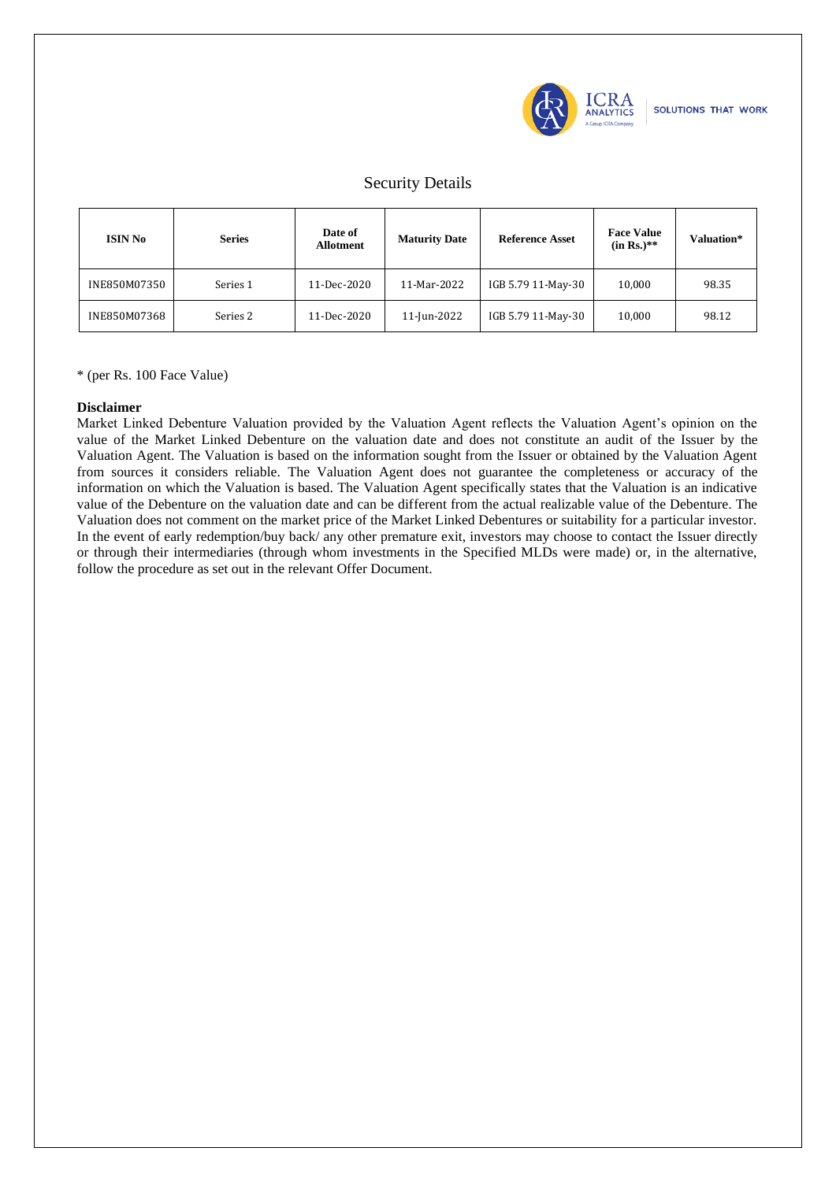## Security Details

| ISIN No | Series | Date of Allotment | Maturity Date | Reference Asset | Face Value (in Rs.)** | Valuation* |
|---|---|---|---|---|---|---|
| INE850M07350 | Series 1 | 11-Dec-2020 | 11-Mar-2022 | IGB 5.79 11-May-30 | 10,000 | 98.35 |
| INE850M07368 | Series 2 | 11-Dec-2020 | 11-Jun-2022 | IGB 5.79 11-May-30 | 10,000 | 98.12 |

* (per Rs. 100 Face Value)

**Disclaimer**

Market Linked Debenture Valuation provided by the Valuation Agent reflects the Valuation Agent's opinion on the value of the Market Linked Debenture on the valuation date and does not constitute an audit of the Issuer by the Valuation Agent. The Valuation is based on the information sought from the Issuer or obtained by the Valuation Agent from sources it considers reliable. The Valuation Agent does not guarantee the completeness or accuracy of the information on which the Valuation is based. The Valuation Agent specifically states that the Valuation is an indicative value of the Debenture on the valuation date and can be different from the actual realizable value of the Debenture. The Valuation does not comment on the market price of the Market Linked Debentures or suitability for a particular investor. In the event of early redemption/buy back/ any other premature exit, investors may choose to contact the Issuer directly or through their intermediaries (through whom investments in the Specified MLDs were made) or, in the alternative, follow the procedure as set out in the relevant Offer Document.